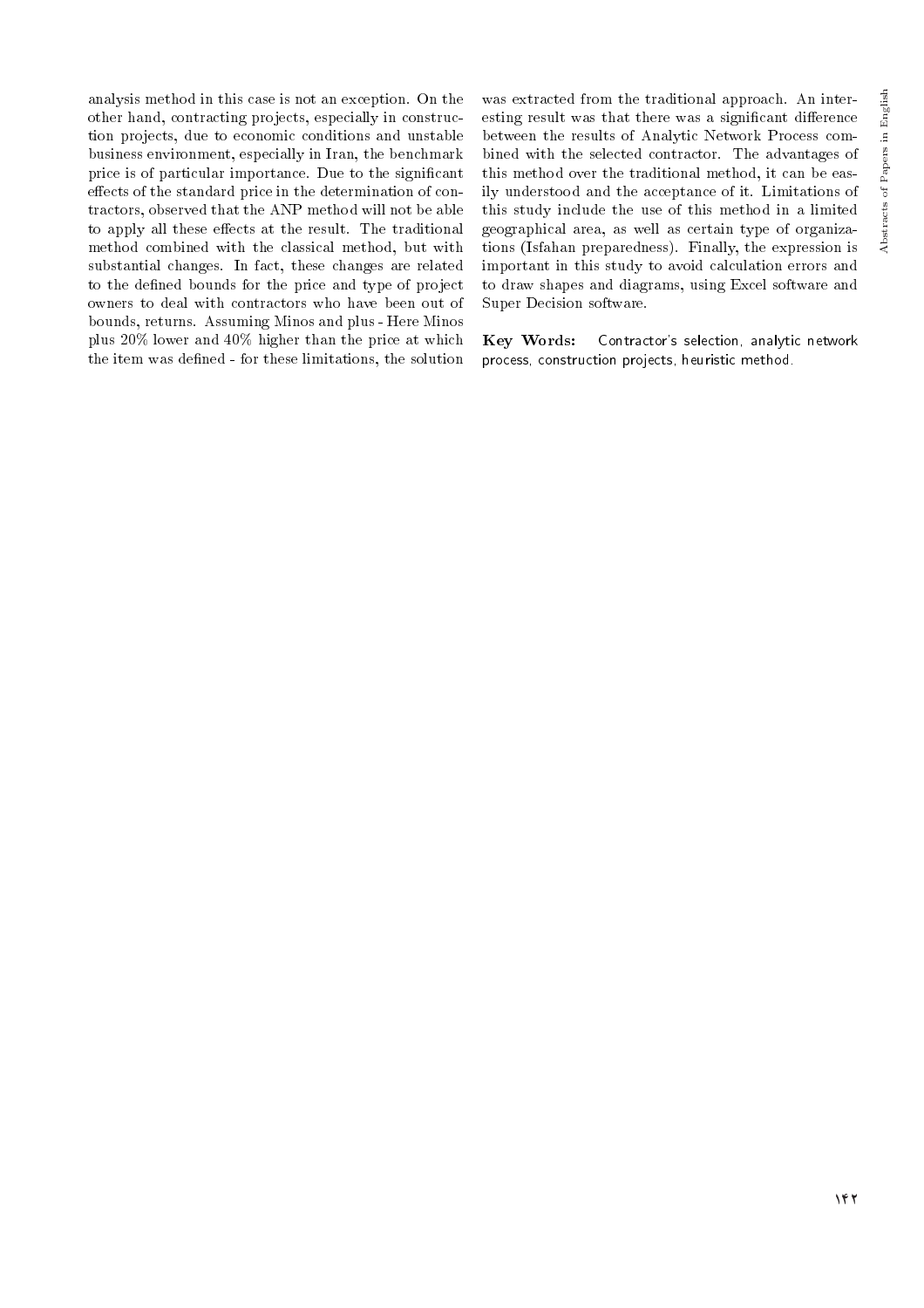analysis method in this case is not an exception. On the other hand, contracting projects, especially in construction projects, due to economic conditions and unstable business environment, especially in Iran, the benchmark price is of particular importance. Due to the significant effects of the standard price in the determination of contractors, observed that the ANP method will not be able to apply all these effects at the result. The traditional method combined with the classical method, but with substantial changes. In fact, these changes are related to the defined bounds for the price and type of project owners to deal with contractors who have been out of bounds, returns. Assuming Minos and plus - Here Minos plus 20% lower and 40% higher than the price at which the item was defined - for these limitations, the solution was extracted from the traditional approach. An interesting result was that there was a significant difference between the results of Analytic Network Process combined with the selected contractor. The advantages of this method over the traditional method, it can be easily understood and the acceptance of it. Limitations of this study include the use of this method in a limited geographical area, as well as certain type of organizations (Isfahan preparedness). Finally, the expression is important in this study to avoid calculation errors and to draw shapes and diagrams, using Excel software and Super Decision software.

**Key Words:** Contractor's selection, analytic network process, construction projects, heuristic method.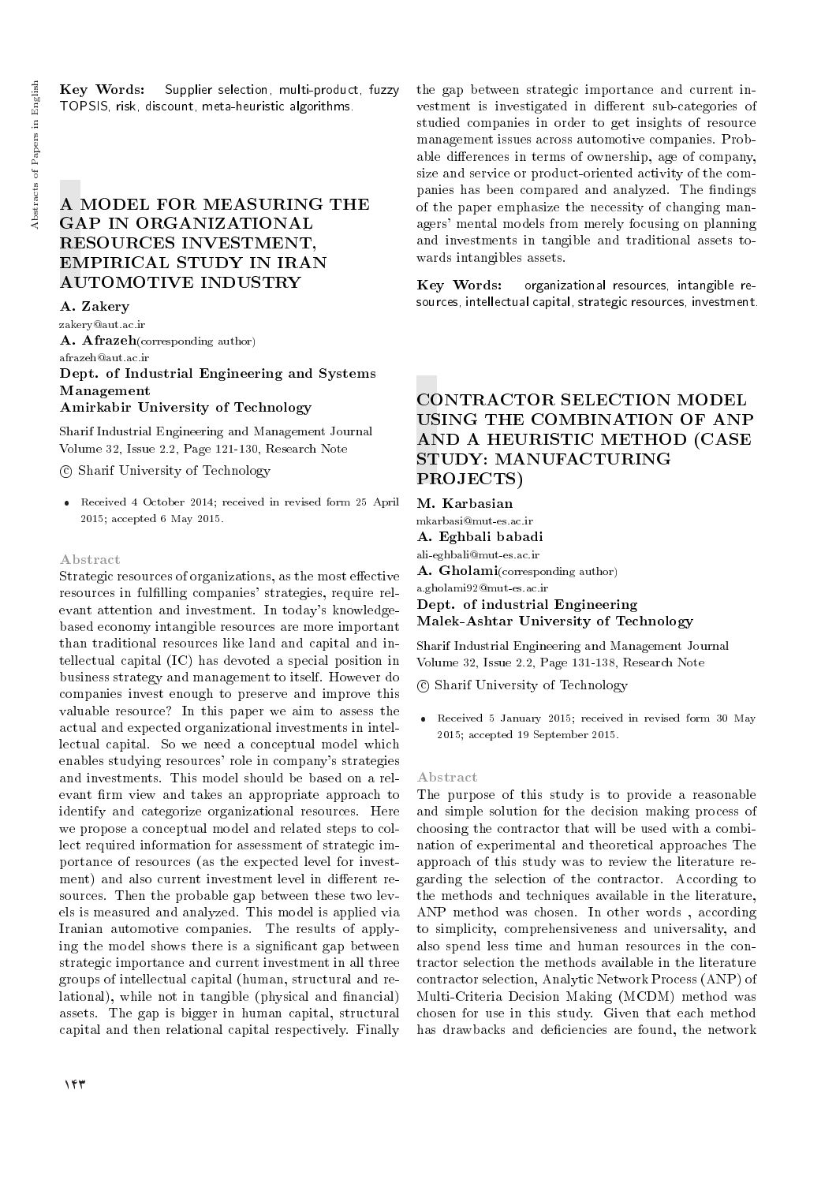**Key Words:** Supplier selection, multi-product, fuzzy TOPSIS, risk, discount, meta-heuristic algorithms.

## A MODEL FOR MEASURING THE GAP IN ORGANIZATIONAL RESOURCES INVESTMENT, EMPIRICAL STUDY IN IRAN AUTOMOTIVE INDUSTRY

**A. Zakery**
zakery@aut.ac.ir
**A. Afrazeh**(corresponding author)
afrazeh@aut.ac.ir
**Dept. of Industrial Engineering and Systems Management**
**Amirkabir University of Technology**

Sharif Industrial Engineering and Management Journal
Volume 32, Issue 2.2, Page 121-130, Research Note

© Sharif University of Technology

- Received 4 October 2014; received in revised form 25 April 2015; accepted 6 May 2015.

### Abstract

Strategic resources of organizations, as the most effective resources in fulfilling companies' strategies, require relevant attention and investment. In today's knowledge-based economy intangible resources are more important than traditional resources like land and capital and intellectual capital (IC) has devoted a special position in business strategy and management to itself. However do companies invest enough to preserve and improve this valuable resource? In this paper we aim to assess the actual and expected organizational investments in intellectual capital. So we need a conceptual model which enables studying resources' role in company's strategies and investments. This model should be based on a relevant firm view and takes an appropriate approach to identify and categorize organizational resources. Here we propose a conceptual model and related steps to collect required information for assessment of strategic importance of resources (as the expected level for investment) and also current investment level in different resources. Then the probable gap between these two levels is measured and analyzed. This model is applied via Iranian automotive companies. The results of applying the model shows there is a significant gap between strategic importance and current investment in all three groups of intellectual capital (human, structural and relational), while not in tangible (physical and financial) assets. The gap is bigger in human capital, structural capital and then relational capital respectively. Finally the gap between strategic importance and current investment is investigated in different sub-categories of studied companies in order to get insights of resource management issues across automotive companies. Probable differences in terms of ownership, age of company, size and service or product-oriented activity of the companies has been compared and analyzed. The findings of the paper emphasize the necessity of changing managers' mental models from merely focusing on planning and investments in tangible and traditional assets towards intangibles assets.

**Key Words:** organizational resources, intangible resources, intellectual capital, strategic resources, investment.

## CONTRACTOR SELECTION MODEL USING THE COMBINATION OF ANP AND A HEURISTIC METHOD (CASE STUDY: MANUFACTURING PROJECTS)

**M. Karbasian**
mkarbasi@mut-es.ac.ir
**A. Eghbali babadi**
ali-eghbali@mut-es.ac.ir
**A. Gholami**(corresponding author)
a.gholami92@mut-es.ac.ir
**Dept. of industrial Engineering**
**Malek-Ashtar University of Technology**

Sharif Industrial Engineering and Management Journal
Volume 32, Issue 2.2, Page 131-138, Research Note

© Sharif University of Technology

- Received 5 January 2015; received in revised form 30 May 2015; accepted 19 September 2015.

### Abstract

The purpose of this study is to provide a reasonable and simple solution for the decision making process of choosing the contractor that will be used with a combination of experimental and theoretical approaches The approach of this study was to review the literature regarding the selection of the contractor. According to the methods and techniques available in the literature, ANP method was chosen. In other words , according to simplicity, comprehensiveness and universality, and also spend less time and human resources in the contractor selection the methods available in the literature contractor selection, Analytic Network Process (ANP) of Multi-Criteria Decision Making (MCDM) method was chosen for use in this study. Given that each method has drawbacks and deficiencies are found, the network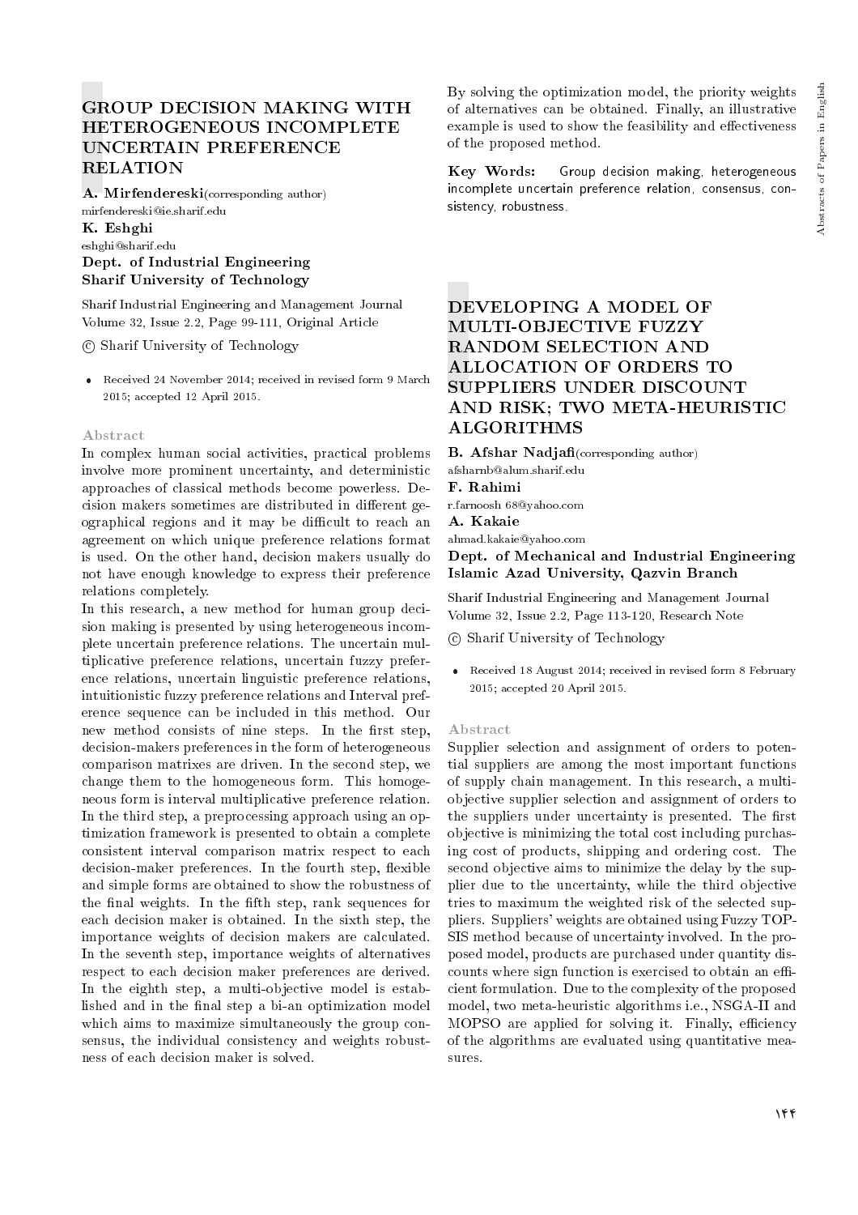# GROUP DECISION MAKING WITH HETEROGENEOUS INCOMPLETE UNCERTAIN PREFERENCE RELATION

**A. Mirfendereski**(corresponding author)
mirfendereski@ie.sharif.edu

**K. Eshghi**
eshghi@sharif.edu

**Dept. of Industrial Engineering**
**Sharif University of Technology**

Sharif Industrial Engineering and Management Journal
Volume 32, Issue 2.2, Page 99-111, Original Article

© Sharif University of Technology

- Received 24 November 2014; received in revised form 9 March 2015; accepted 12 April 2015.

### Abstract

In complex human social activities, practical problems involve more prominent uncertainty, and deterministic approaches of classical methods become powerless. Decision makers sometimes are distributed in different geographical regions and it may be difficult to reach an agreement on which unique preference relations format is used. On the other hand, decision makers usually do not have enough knowledge to express their preference relations completely.

In this research, a new method for human group decision making is presented by using heterogeneous incomplete uncertain preference relations. The uncertain multiplicative preference relations, uncertain fuzzy preference relations, uncertain linguistic preference relations, intuitionistic fuzzy preference relations and Interval preference sequence can be included in this method. Our new method consists of nine steps. In the first step, decision-makers preferences in the form of heterogeneous comparison matrixes are driven. In the second step, we change them to the homogeneous form. This homogeneous form is interval multiplicative preference relation. In the third step, a preprocessing approach using an optimization framework is presented to obtain a complete consistent interval comparison matrix respect to each decision-maker preferences. In the fourth step, flexible and simple forms are obtained to show the robustness of the final weights. In the fifth step, rank sequences for each decision maker is obtained. In the sixth step, the importance weights of decision makers are calculated. In the seventh step, importance weights of alternatives respect to each decision maker preferences are derived. In the eighth step, a multi-objective model is established and in the final step a bi-an optimization model which aims to maximize simultaneously the group consensus, the individual consistency and weights robustness of each decision maker is solved. By solving the optimization model, the priority weights of alternatives can be obtained. Finally, an illustrative example is used to show the feasibility and effectiveness of the proposed method.

**Key Words:** Group decision making, heterogeneous incomplete uncertain preference relation, consensus, consistency, robustness.

# DEVELOPING A MODEL OF MULTI-OBJECTIVE FUZZY RANDOM SELECTION AND ALLOCATION OF ORDERS TO SUPPLIERS UNDER DISCOUNT AND RISK; TWO META-HEURISTIC ALGORITHMS

**B. Afshar Nadjafi**(corresponding author)
afsharnb@alum.sharif.edu

**F. Rahimi**
r.farnoosh 68@yahoo.com

**A. Kakaie**
ahmad.kakaie@yahoo.com

**Dept. of Mechanical and Industrial Engineering**
**Islamic Azad University, Qazvin Branch**

Sharif Industrial Engineering and Management Journal
Volume 32, Issue 2.2, Page 113-120, Research Note

© Sharif University of Technology

- Received 18 August 2014; received in revised form 8 February 2015; accepted 20 April 2015.

### Abstract

Supplier selection and assignment of orders to potential suppliers are among the most important functions of supply chain management. In this research, a multi-objective supplier selection and assignment of orders to the suppliers under uncertainty is presented. The first objective is minimizing the total cost including purchasing cost of products, shipping and ordering cost. The second objective aims to minimize the delay by the supplier due to the uncertainty, while the third objective tries to maximum the weighted risk of the selected suppliers. Suppliers' weights are obtained using Fuzzy TOPSIS method because of uncertainty involved. In the proposed model, products are purchased under quantity discounts where sign function is exercised to obtain an efficient formulation. Due to the complexity of the proposed model, two meta-heuristic algorithms i.e., NSGA-II and MOPSO are applied for solving it. Finally, efficiency of the algorithms are evaluated using quantitative measures.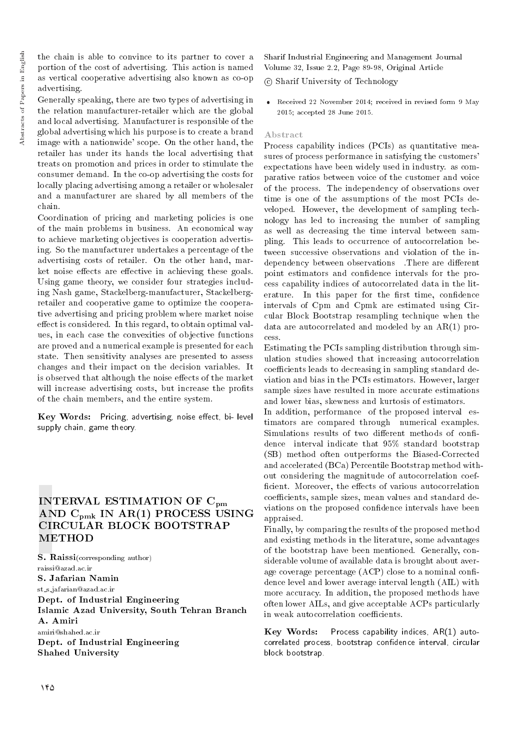the chain is able to convince to its partner to cover a portion of the cost of advertising. This action is named as vertical cooperative advertising also known as co-op advertising.

Generally speaking, there are two types of advertising in the relation manufacturer-retailer which are the global and local advertising. Manufacturer is responsible of the global advertising which his purpose is to create a brand image with a nationwide' scope. On the other hand, the retailer has under its hands the local advertising that treats on promotion and prices in order to stimulate the consumer demand. In the co-op advertising the costs for locally placing advertising among a retailer or wholesaler and a manufacturer are shared by all members of the chain.

Coordination of pricing and marketing policies is one of the main problems in business. An economical way to achieve marketing objectives is cooperation advertising. So the manufacturer undertakes a percentage of the advertising costs of retailer. On the other hand, market noise effects are effective in achieving these goals. Using game theory, we consider four strategies including Nash game, Stackelberg-manufacturer, Stackelberg-retailer and cooperative game to optimize the cooperative advertising and pricing problem where market noise effect is considered. In this regard, to obtain optimal values, in each case the convexities of objective functions are proved and a numerical example is presented for each state. Then sensitivity analyses are presented to assess changes and their impact on the decision variables. It is observed that although the noise effects of the market will increase advertising costs, but increase the profits of the chain members, and the entire system.

**Key Words:** Pricing, advertising, noise effect, bi- level supply chain, game theory.

## INTERVAL ESTIMATION OF $C_{pm}$ AND $C_{pmk}$ IN AR(1) PROCESS USING CIRCULAR BLOCK BOOTSTRAP METHOD

**S. Raissi**(corresponding author)
raissi@azad.ac.ir
**S. Jafarian Namin**
st_s_jafarian@azad.ac.ir
**Dept. of Industrial Engineering**
**Islamic Azad University, South Tehran Branch**
**A. Amiri**
amiri@shahed.ac.ir
**Dept. of Industrial Engineering**
**Shahed University**

Sharif Industrial Engineering and Management Journal
Volume 32, Issue 2.2, Page 89-98, Original Article
© Sharif University of Technology

- Received 22 November 2014; received in revised form 9 May 2015; accepted 28 June 2015.

### Abstract

Process capability indices (PCIs) as quantitative measures of process performance in satisfying the customers' expectations have been widely used in industry. as comparative ratios between voice of the customer and voice of the process. The independency of observations over time is one of the assumptions of the most PCIs developed. However, the development of sampling technology has led to increasing the number of sampling as well as decreasing the time interval between sampling. This leads to occurrence of autocorrelation between successive observations and violation of the independency between observations .There are different point estimators and confidence intervals for the process capability indices of autocorrelated data in the literature. In this paper for the first time, confidence intervals of Cpm and Cpmk are estimated using Circular Block Bootstrap resampling technique when the data are autocorrelated and modeled by an AR(1) process.

Estimating the PCIs sampling distribution through simulation studies showed that increasing autocorrelation coefficients leads to decreasing in sampling standard deviation and bias in the PCIs estimators. However, larger sample sizes have resulted in more accurate estimations and lower bias, skewness and kurtosis of estimators.

In addition, performance of the proposed interval estimators are compared through numerical examples. Simulations results of two different methods of confidence interval indicate that 95% standard bootstrap (SB) method often outperforms the Biased-Corrected and accelerated (BCa) Percentile Bootstrap method without considering the magnitude of autocorrelation coefficient. Moreover, the effects of various autocorrelation coefficients, sample sizes, mean values and standard deviations on the proposed confidence intervals have been appraised.

Finally, by comparing the results of the proposed method and existing methods in the literature, some advantages of the bootstrap have been mentioned. Generally, considerable volume of available data is brought about average coverage percentage (ACP) close to a nominal confidence level and lower average interval length (AIL) with more accuracy. In addition, the proposed methods have often lower AILs, and give acceptable ACPs particularly in weak autocorrelation coefficients.

**Key Words:** Process capability indices, AR(1) autocorrelated process, bootstrap confidence interval, circular block bootstrap.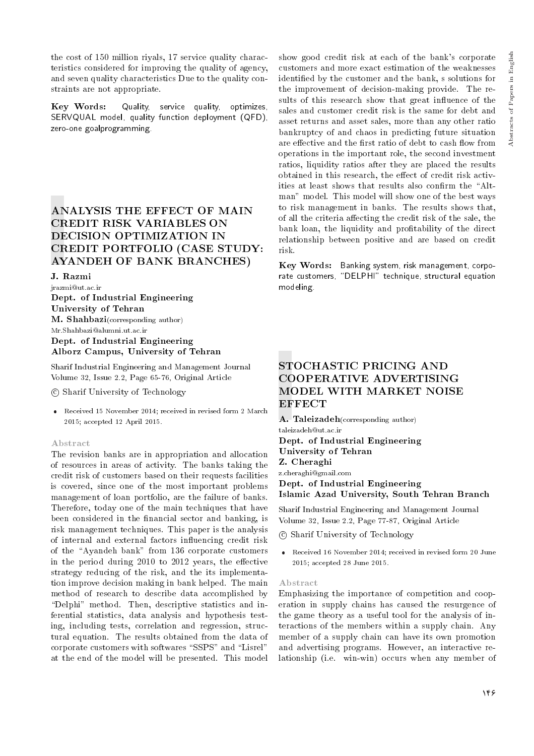the cost of 150 million riyals, 17 service quality characteristics considered for improving the quality of agency, and seven quality characteristics Due to the quality constraints are not appropriate.

**Key Words:** Quality, service quality, optimizes, SERVQUAL model, quality function deployment (QFD), zero-one goalprogramming.

## ANALYSIS THE EFFECT OF MAIN CREDIT RISK VARIABLES ON DECISION OPTIMIZATION IN CREDIT PORTFOLIO (CASE STUDY: AYANDEH OF BANK BRANCHES)

**J. Razmi**
jrazmi@ut.ac.ir
**Dept. of Industrial Engineering**
**University of Tehran**
**M. Shahbazi**(corresponding author)
Mr.Shahbazi@alumni.ut.ac.ir
**Dept. of Industrial Engineering**
**Alborz Campus, University of Tehran**

Sharif Industrial Engineering and Management Journal
Volume 32, Issue 2.2, Page 65-76, Original Article

© Sharif University of Technology

- Received 15 November 2014; received in revised form 2 March 2015; accepted 12 April 2015.

### Abstract

The revision banks are in appropriation and allocation of resources in areas of activity. The banks taking the credit risk of customers based on their requests facilities is covered, since one of the most important problems management of loan portfolio, are the failure of banks. Therefore, today one of the main techniques that have been considered in the financial sector and banking, is risk management techniques. This paper is the analysis of internal and external factors influencing credit risk of the "Ayandeh bank" from 136 corporate customers in the period during 2010 to 2012 years, the effective strategy reducing of the risk, and the its implementation improve decision making in bank helped. The main method of research to describe data accomplished by "Delphi" method. Then, descriptive statistics and inferential statistics, data analysis and hypothesis testing, including tests, correlation and regression, structural equation. The results obtained from the data of corporate customers with softwares "SSPS" and "Lisrel" at the end of the model will be presented. This model show good credit risk at each of the bank's corporate customers and more exact estimation of the weaknesses identified by the customer and the bank, s solutions for the improvement of decision-making provide. The results of this research show that great influence of the sales and customer credit risk is the same for debt and asset returns and asset sales, more than any other ratio bankruptcy of and chaos in predicting future situation are effective and the first ratio of debt to cash flow from operations in the important role, the second investment ratios, liquidity ratios after they are placed the results obtained in this research, the effect of credit risk activities at least shows that results also confirm the "Altman" model. This model will show one of the best ways to risk management in banks. The results shows that, of all the criteria affecting the credit risk of the sale, the bank loan, the liquidity and profitability of the direct relationship between positive and are based on credit risk.

**Key Words:** Banking system, risk management, corporate customers, "DELPHI" technique, structural equation modeling.

## STOCHASTIC PRICING AND COOPERATIVE ADVERTISING MODEL WITH MARKET NOISE EFFECT

**A. Taleizadeh**(corresponding author)
taleizadeh@ut.ac.ir
**Dept. of Industrial Engineering**
**University of Tehran**
**Z. Cheraghi**
z.cheraghi@gmail.com
**Dept. of Industrial Engineering**
**Islamic Azad University, South Tehran Branch**

Sharif Industrial Engineering and Management Journal
Volume 32, Issue 2.2, Page 77-87, Original Article

© Sharif University of Technology

- Received 16 November 2014; received in revised form 20 June 2015; accepted 28 June 2015.

### Abstract

Emphasizing the importance of competition and cooperation in supply chains has caused the resurgence of the game theory as a useful tool for the analysis of interactions of the members within a supply chain. Any member of a supply chain can have its own promotion and advertising programs. However, an interactive relationship (i.e. win-win) occurs when any member of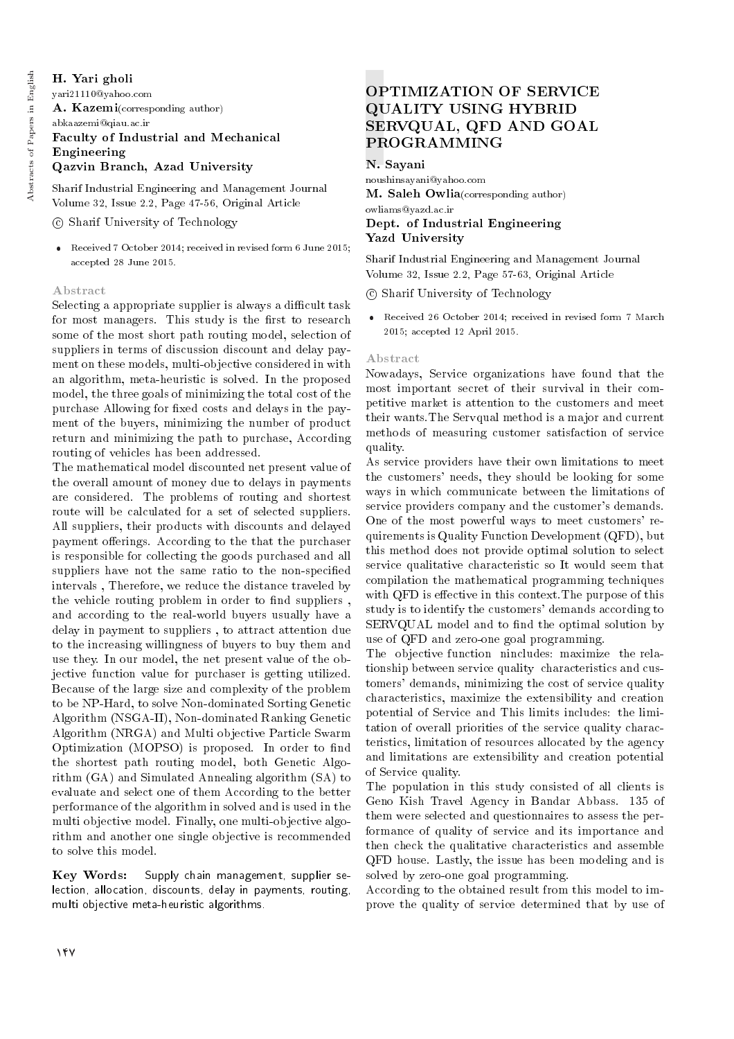**H. Yari gholi**
yari21110@yahoo.com
**A. Kazemi**(corresponding author)
abkaazemi@qiau.ac.ir
**Faculty of Industrial and Mechanical Engineering**
**Qazvin Branch, Azad University**

Sharif Industrial Engineering and Management Journal
Volume 32, Issue 2.2, Page 47-56, Original Article

© Sharif University of Technology

- Received 7 October 2014; received in revised form 6 June 2015; accepted 28 June 2015.

### Abstract

Selecting a appropriate supplier is always a difficult task for most managers. This study is the first to research some of the most short path routing model, selection of suppliers in terms of discussion discount and delay payment on these models, multi-objective considered in with an algorithm, meta-heuristic is solved. In the proposed model, the three goals of minimizing the total cost of the purchase Allowing for fixed costs and delays in the payment of the buyers, minimizing the number of product return and minimizing the path to purchase, According routing of vehicles has been addressed.

The mathematical model discounted net present value of the overall amount of money due to delays in payments are considered. The problems of routing and shortest route will be calculated for a set of selected suppliers. All suppliers, their products with discounts and delayed payment offerings. According to the that the purchaser is responsible for collecting the goods purchased and all suppliers have not the same ratio to the non-specified intervals , Therefore, we reduce the distance traveled by the vehicle routing problem in order to find suppliers , and according to the real-world buyers usually have a delay in payment to suppliers , to attract attention due to the increasing willingness of buyers to buy them and use they. In our model, the net present value of the objective function value for purchaser is getting utilized. Because of the large size and complexity of the problem to be NP-Hard, to solve Non-dominated Sorting Genetic Algorithm (NSGA-II), Non-dominated Ranking Genetic Algorithm (NRGA) and Multi objective Particle Swarm Optimization (MOPSO) is proposed. In order to find the shortest path routing model, both Genetic Algorithm (GA) and Simulated Annealing algorithm (SA) to evaluate and select one of them According to the better performance of the algorithm in solved and is used in the multi objective model. Finally, one multi-objective algorithm and another one single objective is recommended to solve this model.

**Key Words:** Supply chain management, supplier selection, allocation, discounts, delay in payments, routing, multi objective meta-heuristic algorithms.

## OPTIMIZATION OF SERVICE QUALITY USING HYBRID SERVQUAL, QFD AND GOAL PROGRAMMING

**N. Sayani**
noushinsayani@yahoo.com
**M. Saleh Owlia**(corresponding author)
owliams@yazd.ac.ir
**Dept. of Industrial Engineering**
**Yazd University**

Sharif Industrial Engineering and Management Journal
Volume 32, Issue 2.2, Page 57-63, Original Article

© Sharif University of Technology

- Received 26 October 2014; received in revised form 7 March 2015; accepted 12 April 2015.

### Abstract

Nowadays, Service organizations have found that the most important secret of their survival in their competitive market is attention to the customers and meet their wants.The Servqual method is a major and current methods of measuring customer satisfaction of service quality.

As service providers have their own limitations to meet the customers' needs, they should be looking for some ways in which communicate between the limitations of service providers company and the customer's demands. One of the most powerful ways to meet customers' requirements is Quality Function Development (QFD), but this method does not provide optimal solution to select service qualitative characteristic so It would seem that compilation the mathematical programming techniques with QFD is effective in this context.The purpose of this study is to identify the customers' demands according to SERVQUAL model and to find the optimal solution by use of QFD and zero-one goal programming.

The objective function nincludes: maximize the relationship between service quality characteristics and customers' demands, minimizing the cost of service quality characteristics, maximize the extensibility and creation potential of Service and This limits includes: the limitation of overall priorities of the service quality characteristics, limitation of resources allocated by the agency and limitations are extensibility and creation potential of Service quality.

The population in this study consisted of all clients is Geno Kish Travel Agency in Bandar Abbass. 135 of them were selected and questionnaires to assess the performance of quality of service and its importance and then check the qualitative characteristics and assemble QFD house. Lastly, the issue has been modeling and is solved by zero-one goal programming.

According to the obtained result from this model to improve the quality of service determined that by use of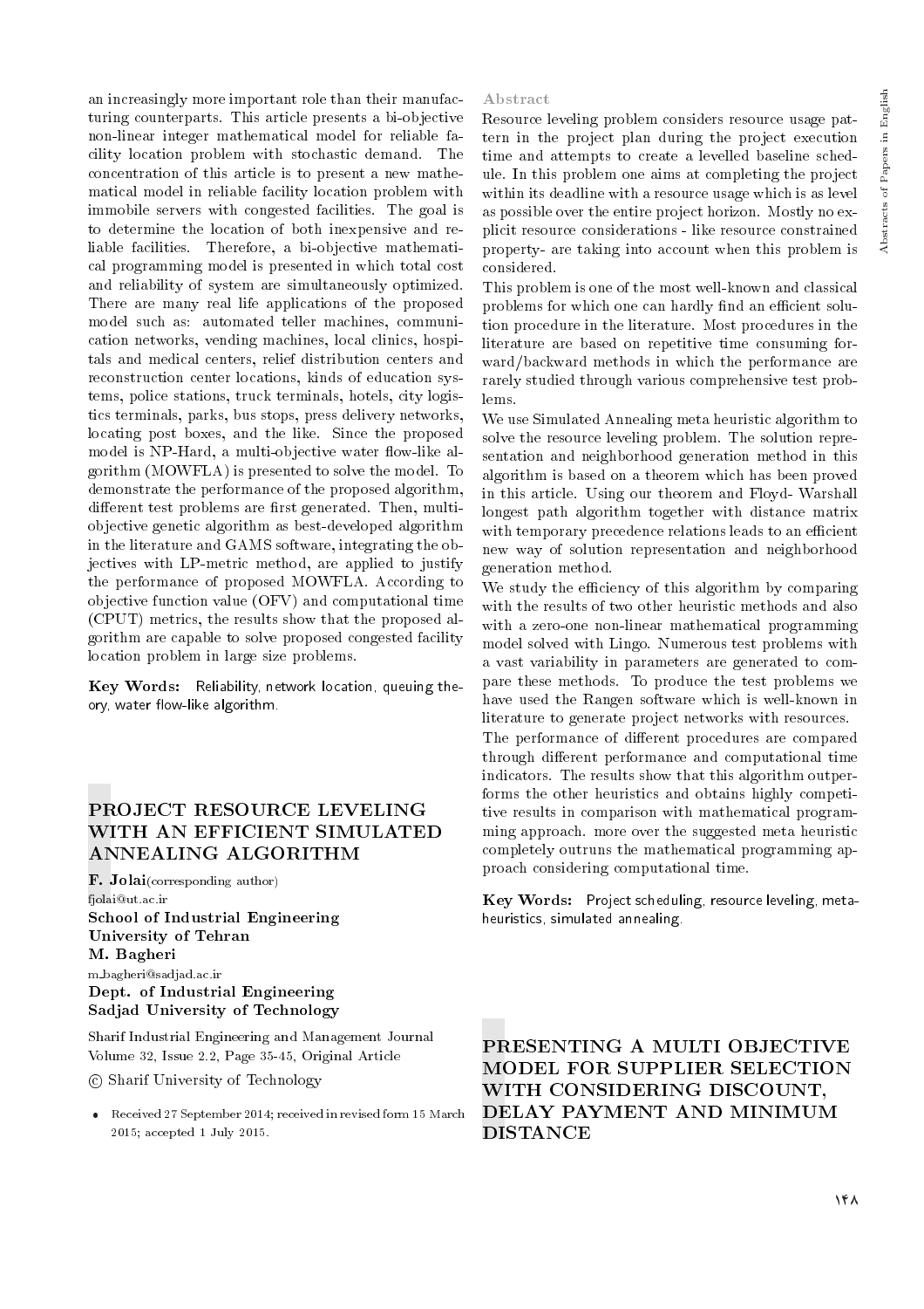an increasingly more important role than their manufacturing counterparts. This article presents a bi-objective non-linear integer mathematical model for reliable facility location problem with stochastic demand. The concentration of this article is to present a new mathematical model in reliable facility location problem with immobile servers with congested facilities. The goal is to determine the location of both inexpensive and reliable facilities. Therefore, a bi-objective mathematical programming model is presented in which total cost and reliability of system are simultaneously optimized. There are many real life applications of the proposed model such as: automated teller machines, communication networks, vending machines, local clinics, hospitals and medical centers, relief distribution centers and reconstruction center locations, kinds of education systems, police stations, truck terminals, hotels, city logistics terminals, parks, bus stops, press delivery networks, locating post boxes, and the like. Since the proposed model is NP-Hard, a multi-objective water flow-like algorithm (MOWFLA) is presented to solve the model. To demonstrate the performance of the proposed algorithm, different test problems are first generated. Then, multi-objective genetic algorithm as best-developed algorithm in the literature and GAMS software, integrating the objectives with LP-metric method, are applied to justify the performance of proposed MOWFLA. According to objective function value (OFV) and computational time (CPUT) metrics, the results show that the proposed algorithm are capable to solve proposed congested facility location problem in large size problems.

**Key Words:** Reliability, network location, queuing theory, water flow-like algorithm.

## PROJECT RESOURCE LEVELING WITH AN EFFICIENT SIMULATED ANNEALING ALGORITHM

**F. Jolai**(corresponding author)
fjolai@ut.ac.ir
**School of Industrial Engineering**
**University of Tehran**
**M. Bagheri**
m_bagheri@sadjad.ac.ir
**Dept. of Industrial Engineering**
**Sadjad University of Technology**

Sharif Industrial Engineering and Management Journal
Volume 32, Issue 2.2, Page 35-45, Original Article

© Sharif University of Technology

- Received 27 September 2014; received in revised form 15 March 2015; accepted 1 July 2015.

### Abstract

Resource leveling problem considers resource usage pattern in the project plan during the project execution time and attempts to create a levelled baseline schedule. In this problem one aims at completing the project within its deadline with a resource usage which is as level as possible over the entire project horizon. Mostly no explicit resource considerations - like resource constrained property- are taking into account when this problem is considered.

This problem is one of the most well-known and classical problems for which one can hardly find an efficient solution procedure in the literature. Most procedures in the literature are based on repetitive time consuming forward/backward methods in which the performance are rarely studied through various comprehensive test problems.

We use Simulated Annealing meta heuristic algorithm to solve the resource leveling problem. The solution representation and neighborhood generation method in this algorithm is based on a theorem which has been proved in this article. Using our theorem and Floyd- Warshall longest path algorithm together with distance matrix with temporary precedence relations leads to an efficient new way of solution representation and neighborhood generation method.

We study the efficiency of this algorithm by comparing with the results of two other heuristic methods and also with a zero-one non-linear mathematical programming model solved with Lingo. Numerous test problems with a vast variability in parameters are generated to compare these methods. To produce the test problems we have used the Rangen software which is well-known in literature to generate project networks with resources.

The performance of different procedures are compared through different performance and computational time indicators. The results show that this algorithm outperforms the other heuristics and obtains highly competitive results in comparison with mathematical programming approach. more over the suggested meta heuristic completely outruns the mathematical programming approach considering computational time.

**Key Words:** Project scheduling, resource leveling, meta-heuristics, simulated annealing.

## PRESENTING A MULTI OBJECTIVE MODEL FOR SUPPLIER SELECTION WITH CONSIDERING DISCOUNT, DELAY PAYMENT AND MINIMUM DISTANCE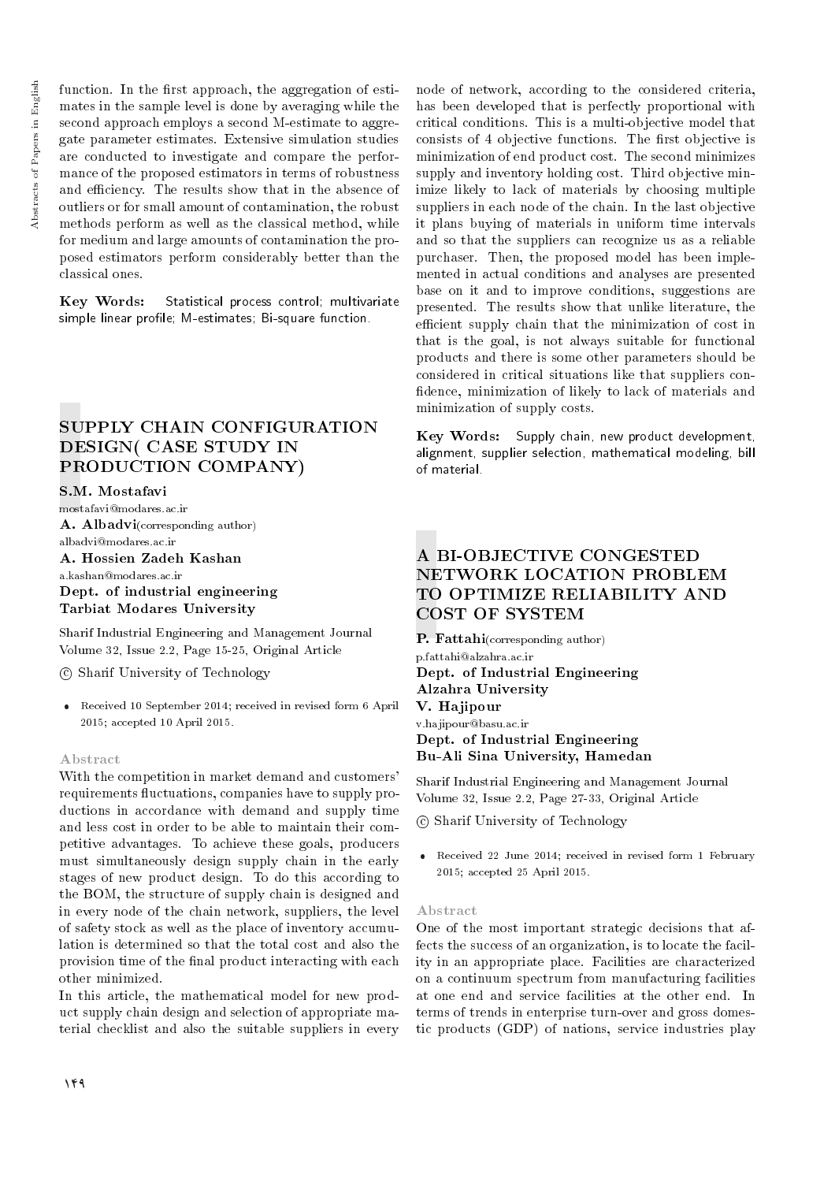function. In the first approach, the aggregation of estimates in the sample level is done by averaging while the second approach employs a second M-estimate to aggregate parameter estimates. Extensive simulation studies are conducted to investigate and compare the performance of the proposed estimators in terms of robustness and efficiency. The results show that in the absence of outliers or for small amount of contamination, the robust methods perform as well as the classical method, while for medium and large amounts of contamination the proposed estimators perform considerably better than the classical ones.

**Key Words:** Statistical process control; multivariate simple linear profile; M-estimates; Bi-square function.

## SUPPLY CHAIN CONFIGURATION DESIGN( CASE STUDY IN PRODUCTION COMPANY)

**S.M. Mostafavi**
mostafavi@modares.ac.ir
**A. Albadvi**(corresponding author)
albadvi@modares.ac.ir
**A. Hossien Zadeh Kashan**
a.kashan@modares.ac.ir
**Dept. of industrial engineering**
**Tarbiat Modares University**

Sharif Industrial Engineering and Management Journal
Volume 32, Issue 2.2, Page 15-25, Original Article

© Sharif University of Technology

- Received 10 September 2014; received in revised form 6 April 2015; accepted 10 April 2015.

### Abstract

With the competition in market demand and customers' requirements fluctuations, companies have to supply productions in accordance with demand and supply time and less cost in order to be able to maintain their competitive advantages. To achieve these goals, producers must simultaneously design supply chain in the early stages of new product design. To do this according to the BOM, the structure of supply chain is designed and in every node of the chain network, suppliers, the level of safety stock as well as the place of inventory accumulation is determined so that the total cost and also the provision time of the final product interacting with each other minimized.

In this article, the mathematical model for new product supply chain design and selection of appropriate material checklist and also the suitable suppliers in every node of network, according to the considered criteria, has been developed that is perfectly proportional with critical conditions. This is a multi-objective model that consists of 4 objective functions. The first objective is minimization of end product cost. The second minimizes supply and inventory holding cost. Third objective minimize likely to lack of materials by choosing multiple suppliers in each node of the chain. In the last objective it plans buying of materials in uniform time intervals and so that the suppliers can recognize us as a reliable purchaser. Then, the proposed model has been implemented in actual conditions and analyses are presented base on it and to improve conditions, suggestions are presented. The results show that unlike literature, the efficient supply chain that the minimization of cost in that is the goal, is not always suitable for functional products and there is some other parameters should be considered in critical situations like that suppliers confidence, minimization of likely to lack of materials and minimization of supply costs.

**Key Words:** Supply chain, new product development, alignment, supplier selection, mathematical modeling, bill of material.

## A BI-OBJECTIVE CONGESTED NETWORK LOCATION PROBLEM TO OPTIMIZE RELIABILITY AND COST OF SYSTEM

**P. Fattahi**(corresponding author)
p.fattahi@alzahra.ac.ir
**Dept. of Industrial Engineering**
**Alzahra University**
**V. Hajipour**
v.hajipour@basu.ac.ir
**Dept. of Industrial Engineering**
**Bu-Ali Sina University, Hamedan**

Sharif Industrial Engineering and Management Journal
Volume 32, Issue 2.2, Page 27-33, Original Article

© Sharif University of Technology

- Received 22 June 2014; received in revised form 1 February 2015; accepted 25 April 2015.

### Abstract

One of the most important strategic decisions that affects the success of an organization, is to locate the facility in an appropriate place. Facilities are characterized on a continuum spectrum from manufacturing facilities at one end and service facilities at the other end. In terms of trends in enterprise turn-over and gross domestic products (GDP) of nations, service industries play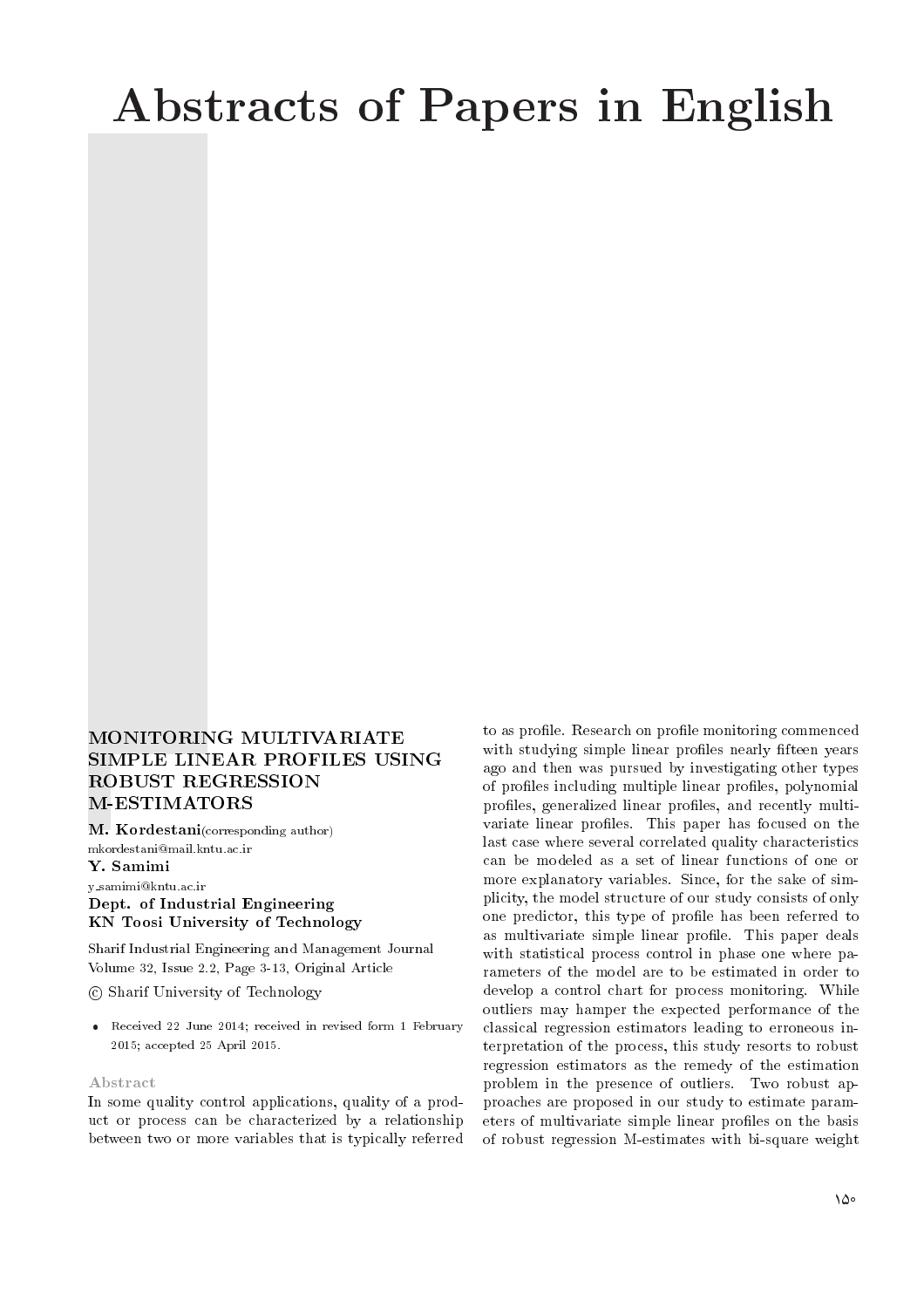# Abstracts of Papers in English

## MONITORING MULTIVARIATE SIMPLE LINEAR PROFILES USING ROBUST REGRESSION M-ESTIMATORS

**M. Kordestani**(corresponding author)
mkordestani@mail.kntu.ac.ir
**Y. Samimi**
y_samimi@kntu.ac.ir
**Dept. of Industrial Engineering**
**KN Toosi University of Technology**

Sharif Industrial Engineering and Management Journal
Volume 32, Issue 2.2, Page 3-13, Original Article
© Sharif University of Technology

- Received 22 June 2014; received in revised form 1 February 2015; accepted 25 April 2015.

### Abstract

In some quality control applications, quality of a product or process can be characterized by a relationship between two or more variables that is typically referred to as profile. Research on profile monitoring commenced with studying simple linear profiles nearly fifteen years ago and then was pursued by investigating other types of profiles including multiple linear profiles, polynomial profiles, generalized linear profiles, and recently multivariate linear profiles. This paper has focused on the last case where several correlated quality characteristics can be modeled as a set of linear functions of one or more explanatory variables. Since, for the sake of simplicity, the model structure of our study consists of only one predictor, this type of profile has been referred to as multivariate simple linear profile. This paper deals with statistical process control in phase one where parameters of the model are to be estimated in order to develop a control chart for process monitoring. While outliers may hamper the expected performance of the classical regression estimators leading to erroneous interpretation of the process, this study resorts to robust regression estimators as the remedy of the estimation problem in the presence of outliers. Two robust approaches are proposed in our study to estimate parameters of multivariate simple linear profiles on the basis of robust regression M-estimates with bi-square weight